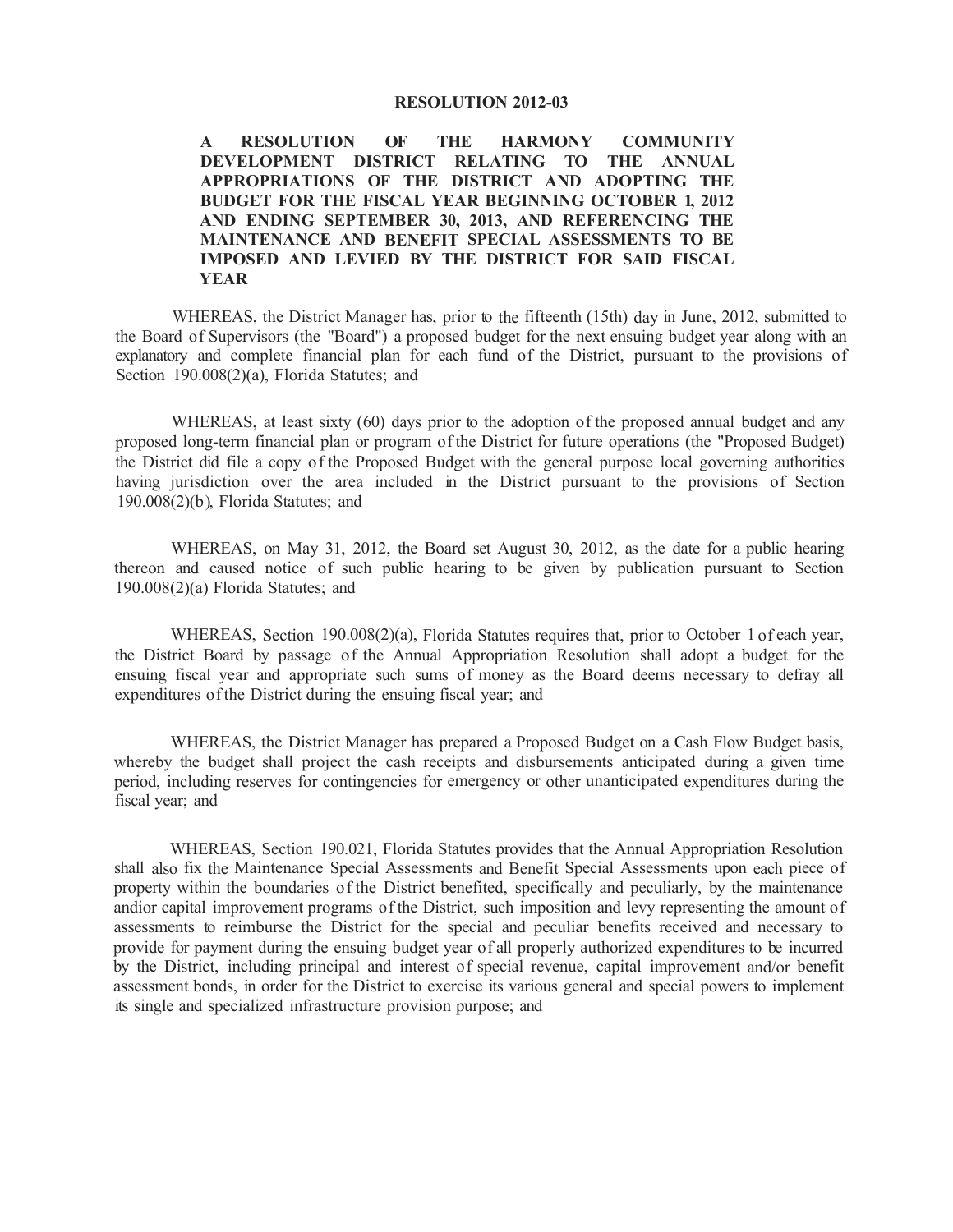# RESOLUTION 2012-03

**A RESOLUTION OF THE HARMONY COMMUNITY DEVELOPMENT DISTRICT RELATING TO THE ANNUAL APPROPRIATIONS OF THE DISTRICT AND ADOPTING THE BUDGET FOR THE FISCAL YEAR BEGINNING OCTOBER 1, 2012 AND ENDING SEPTEMBER 30, 2013, AND REFERENCING THE MAINTENANCE AND BENEFIT SPECIAL ASSESSMENTS TO BE IMPOSED AND LEVIED BY THE DISTRICT FOR SAID FISCAL YEAR**

WHEREAS, the District Manager has, prior to the fifteenth (15th) day in June, 2012, submitted to the Board of Supervisors (the "Board") a proposed budget for the next ensuing budget year along with an explanatory and complete financial plan for each fund of the District, pursuant to the provisions of Section 190.008(2)(a), Florida Statutes; and

WHEREAS, at least sixty (60) days prior to the adoption of the proposed annual budget and any proposed long-term financial plan or program of the District for future operations (the "Proposed Budget) the District did file a copy of the Proposed Budget with the general purpose local governing authorities having jurisdiction over the area included in the District pursuant to the provisions of Section 190.008(2)(b), Florida Statutes; and

WHEREAS, on May 31, 2012, the Board set August 30, 2012, as the date for a public hearing thereon and caused notice of such public hearing to be given by publication pursuant to Section 190.008(2)(a) Florida Statutes; and

WHEREAS, Section 190.008(2)(a), Florida Statutes requires that, prior to October 1 of each year, the District Board by passage of the Annual Appropriation Resolution shall adopt a budget for the ensuing fiscal year and appropriate such sums of money as the Board deems necessary to defray all expenditures of the District during the ensuing fiscal year; and

WHEREAS, the District Manager has prepared a Proposed Budget on a Cash Flow Budget basis, whereby the budget shall project the cash receipts and disbursements anticipated during a given time period, including reserves for contingencies for emergency or other unanticipated expenditures during the fiscal year; and

WHEREAS, Section 190.021, Florida Statutes provides that the Annual Appropriation Resolution shall also fix the Maintenance Special Assessments and Benefit Special Assessments upon each piece of property within the boundaries of the District benefited, specifically and peculiarly, by the maintenance andior capital improvement programs of the District, such imposition and levy representing the amount of assessments to reimburse the District for the special and peculiar benefits received and necessary to provide for payment during the ensuing budget year of all properly authorized expenditures to be incurred by the District, including principal and interest of special revenue, capital improvement and/or benefit assessment bonds, in order for the District to exercise its various general and special powers to implement its single and specialized infrastructure provision purpose; and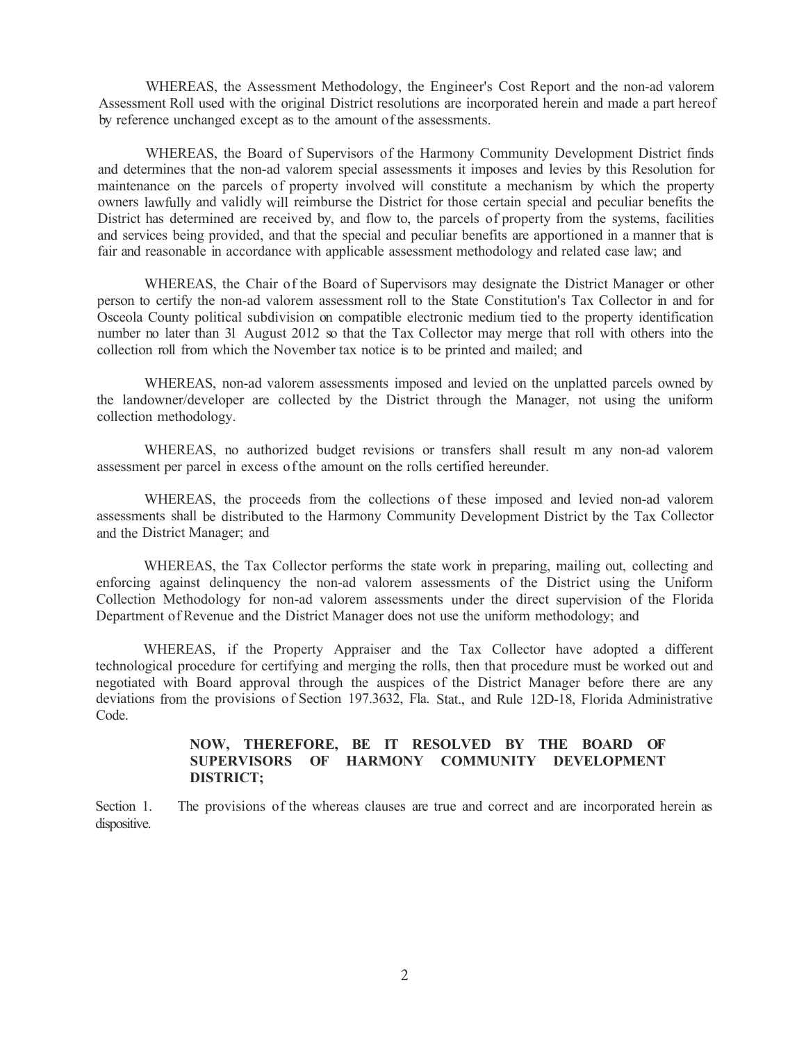WHEREAS, the Assessment Methodology, the Engineer's Cost Report and the non-ad valorem Assessment Roll used with the original District resolutions are incorporated herein and made a part hereof by reference unchanged except as to the amount of the assessments.

WHEREAS, the Board of Supervisors of the Harmony Community Development District finds and determines that the non-ad valorem special assessments it imposes and levies by this Resolution for maintenance on the parcels of property involved will constitute a mechanism by which the property owners lawfully and validly will reimburse the District for those certain special and peculiar benefits the District has determined are received by, and flow to, the parcels of property from the systems, facilities and services being provided, and that the special and peculiar benefits are apportioned in a manner that is fair and reasonable in accordance with applicable assessment methodology and related case law; and

WHEREAS, the Chair of the Board of Supervisors may designate the District Manager or other person to certify the non-ad valorem assessment roll to the State Constitution's Tax Collector in and for Osceola County political subdivision on compatible electronic medium tied to the property identification number no later than 3l August 2012 so that the Tax Collector may merge that roll with others into the collection roll from which the November tax notice is to be printed and mailed; and

WHEREAS, non-ad valorem assessments imposed and levied on the unplatted parcels owned by the landowner/developer are collected by the District through the Manager, not using the uniform collection methodology.

WHEREAS, no authorized budget revisions or transfers shall result m any non-ad valorem assessment per parcel in excess of the amount on the rolls certified hereunder.

WHEREAS, the proceeds from the collections of these imposed and levied non-ad valorem assessments shall be distributed to the Harmony Community Development District by the Tax Collector and the District Manager; and

WHEREAS, the Tax Collector performs the state work in preparing, mailing out, collecting and enforcing against delinquency the non-ad valorem assessments of the District using the Uniform Collection Methodology for non-ad valorem assessments under the direct supervision of the Florida Department of Revenue and the District Manager does not use the uniform methodology; and

WHEREAS, if the Property Appraiser and the Tax Collector have adopted a different technological procedure for certifying and merging the rolls, then that procedure must be worked out and negotiated with Board approval through the auspices of the District Manager before there are any deviations from the provisions of Section 197.3632, Fla. Stat., and Rule 12D-18, Florida Administrative Code.

**NOW, THEREFORE, BE IT RESOLVED BY THE BOARD OF SUPERVISORS OF HARMONY COMMUNITY DEVELOPMENT DISTRICT;**

Section 1. The provisions of the whereas clauses are true and correct and are incorporated herein as dispositive.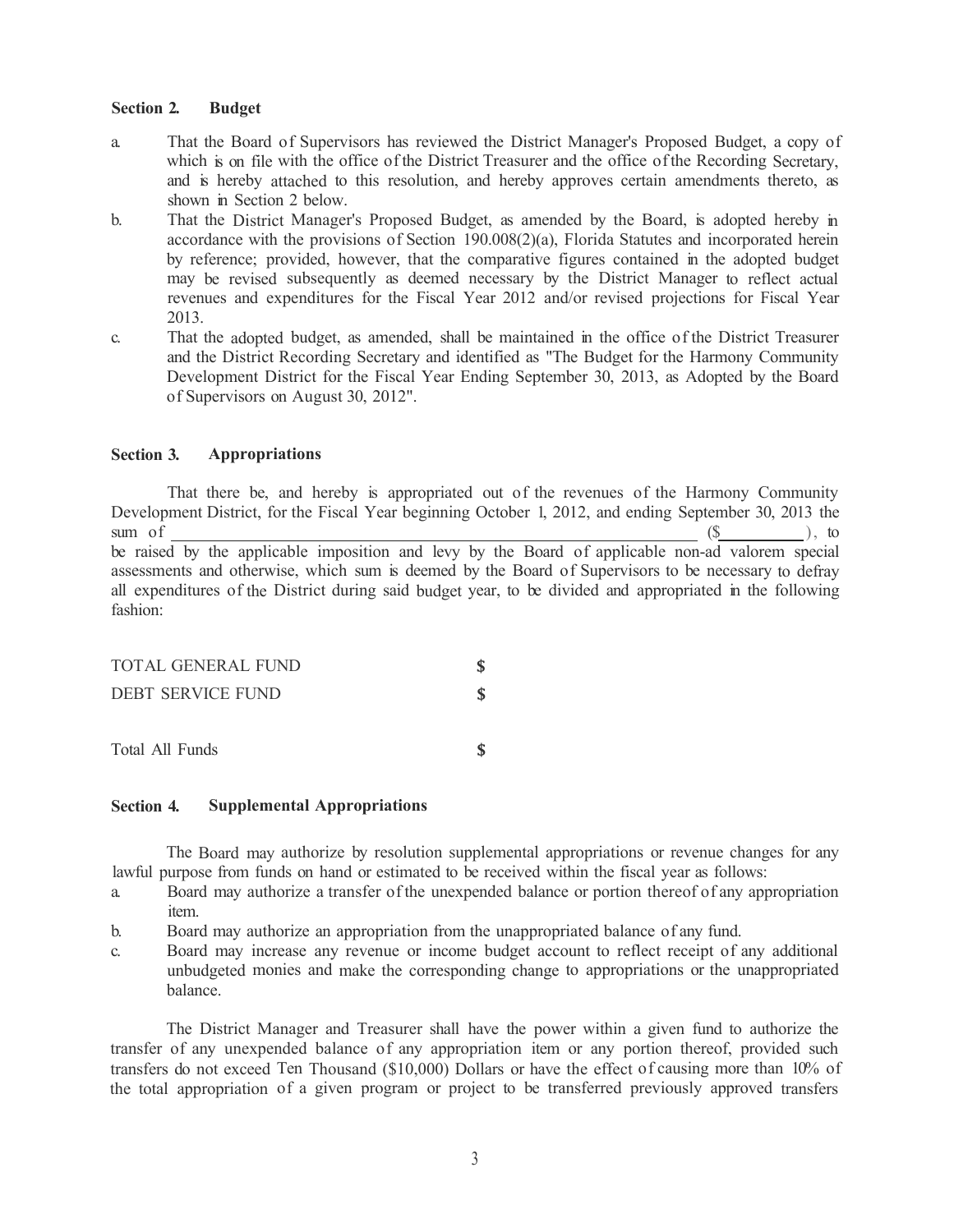**Section 2. Budget**

a. That the Board of Supervisors has reviewed the District Manager's Proposed Budget, a copy of which is on file with the office of the District Treasurer and the office of the Recording Secretary, and is hereby attached to this resolution, and hereby approves certain amendments thereto, as shown in Section 2 below.

b. That the District Manager's Proposed Budget, as amended by the Board, is adopted hereby in accordance with the provisions of Section 190.008(2)(a), Florida Statutes and incorporated herein by reference; provided, however, that the comparative figures contained in the adopted budget may be revised subsequently as deemed necessary by the District Manager to reflect actual revenues and expenditures for the Fiscal Year 2012 and/or revised projections for Fiscal Year 2013.

c. That the adopted budget, as amended, shall be maintained in the office of the District Treasurer and the District Recording Secretary and identified as "The Budget for the Harmony Community Development District for the Fiscal Year Ending September 30, 2013, as Adopted by the Board of Supervisors on August 30, 2012".

**Section 3. Appropriations**

That there be, and hereby is appropriated out of the revenues of the Harmony Community Development District, for the Fiscal Year beginning October 1, 2012, and ending September 30, 2013 the sum of \_\_\_\_\_\_\_\_\_\_\_\_\_\_\_\_\_\_\_\_\_\_\_\_\_\_\_\_\_\_\_\_\_\_\_\_ ($\_\_\_\_\_\_\_\_\_\_), to be raised by the applicable imposition and levy by the Board of applicable non-ad valorem special assessments and otherwise, which sum is deemed by the Board of Supervisors to be necessary to defray all expenditures of the District during said budget year, to be divided and appropriated in the following fashion:

| | |
|---|---|
| TOTAL GENERAL FUND | $ |
| DEBT SERVICE FUND | $ |
| | |
| Total All Funds | $ |

**Section 4. Supplemental Appropriations**

The Board may authorize by resolution supplemental appropriations or revenue changes for any lawful purpose from funds on hand or estimated to be received within the fiscal year as follows:

a. Board may authorize a transfer of the unexpended balance or portion thereof of any appropriation item.

b. Board may authorize an appropriation from the unappropriated balance of any fund.

c. Board may increase any revenue or income budget account to reflect receipt of any additional unbudgeted monies and make the corresponding change to appropriations or the unappropriated balance.

The District Manager and Treasurer shall have the power within a given fund to authorize the transfer of any unexpended balance of any appropriation item or any portion thereof, provided such transfers do not exceed Ten Thousand ($10,000) Dollars or have the effect of causing more than 10% of the total appropriation of a given program or project to be transferred previously approved transfers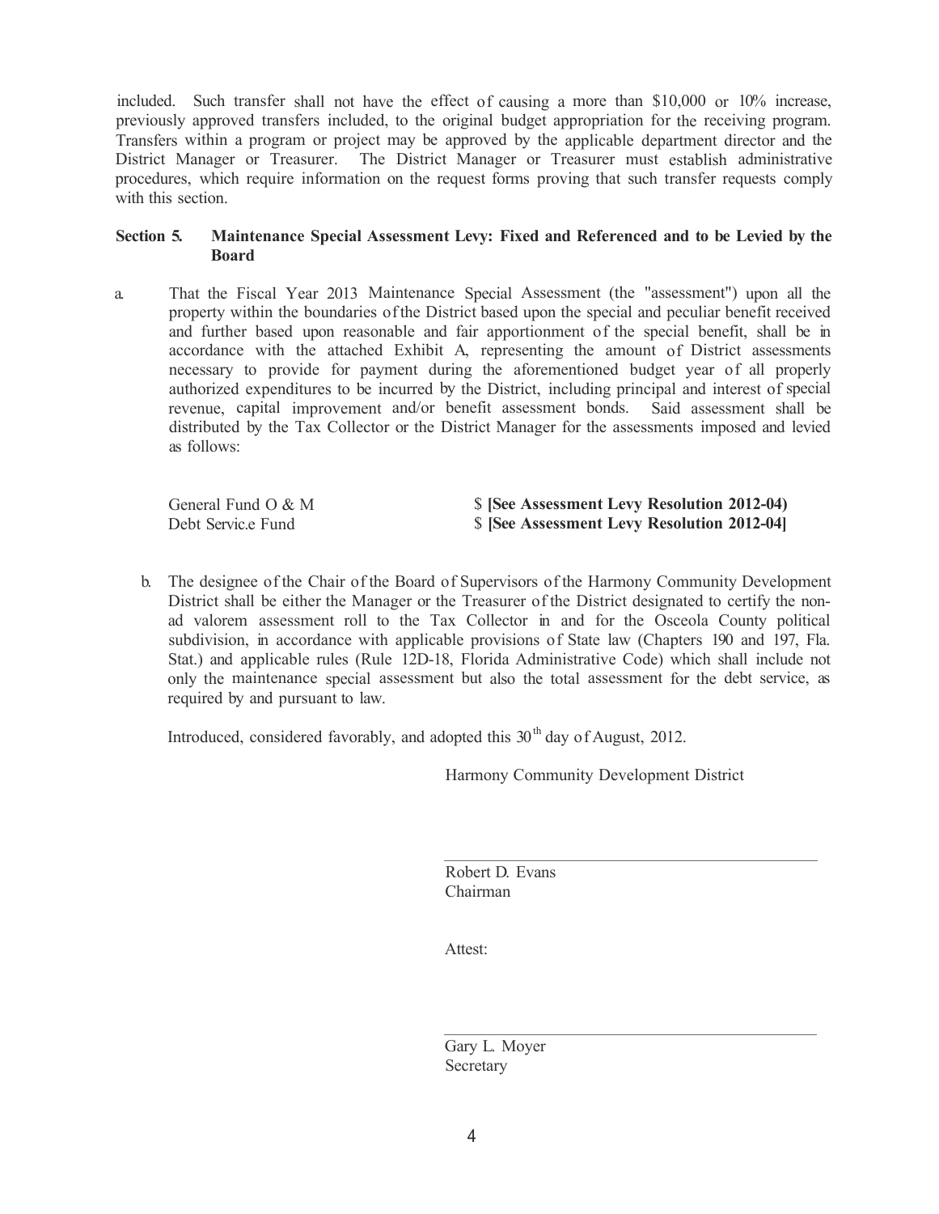included. Such transfer shall not have the effect of causing a more than $10,000 or 10% increase, previously approved transfers included, to the original budget appropriation for the receiving program. Transfers within a program or project may be approved by the applicable department director and the District Manager or Treasurer. The District Manager or Treasurer must establish administrative procedures, which require information on the request forms proving that such transfer requests comply with this section.

**Section 5. Maintenance Special Assessment Levy: Fixed and Referenced and to be Levied by the Board**

a. That the Fiscal Year 2013 Maintenance Special Assessment (the "assessment") upon all the property within the boundaries of the District based upon the special and peculiar benefit received and further based upon reasonable and fair apportionment of the special benefit, shall be in accordance with the attached Exhibit A, representing the amount of District assessments necessary to provide for payment during the aforementioned budget year of all properly authorized expenditures to be incurred by the District, including principal and interest of special revenue, capital improvement and/or benefit assessment bonds. Said assessment shall be distributed by the Tax Collector or the District Manager for the assessments imposed and levied as follows:

| | |
|---|---|
| General Fund O & M | $ **[See Assessment Levy Resolution 2012-04)** |
| Debt Servic.e Fund | $ **[See Assessment Levy Resolution 2012-04]** |

b. The designee of the Chair of the Board of Supervisors of the Harmony Community Development District shall be either the Manager or the Treasurer of the District designated to certify the non-ad valorem assessment roll to the Tax Collector in and for the Osceola County political subdivision, in accordance with applicable provisions of State law (Chapters 190 and 197, Fla. Stat.) and applicable rules (Rule 12D-18, Florida Administrative Code) which shall include not only the maintenance special assessment but also the total assessment for the debt service, as required by and pursuant to law.

Introduced, considered favorably, and adopted this 30th day of August, 2012.

Harmony Community Development District

Robert D. Evans
Chairman

Attest:

Gary L. Moyer
Secretary